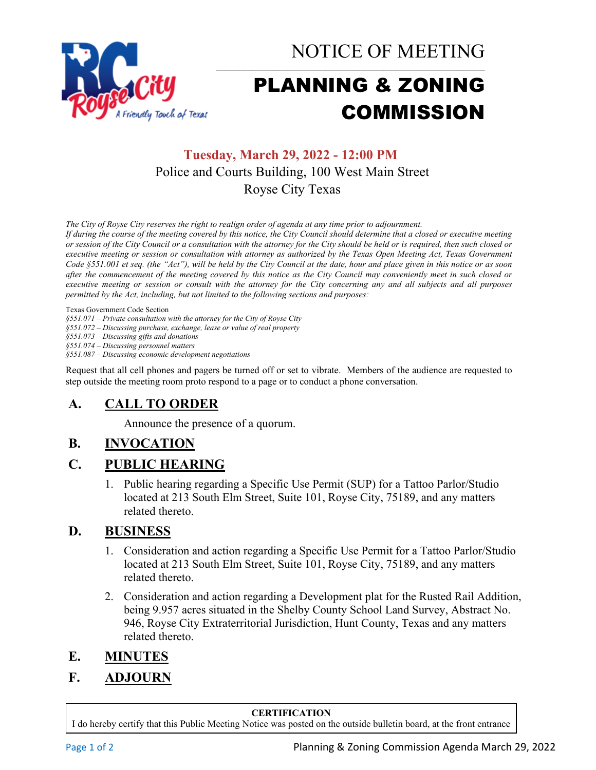# NOTICE OF MEETING

# PLANNING & ZONING COMMISSION

**Tuesday, March 29, 2022 - 12:00 PM**

Police and Courts Building, 100 West Main Street

Royse City Texas

*The City of Royse City reserves the right to realign order of agenda at any time prior to adjournment.*
*If during the course of the meeting covered by this notice, the City Council should determine that a closed or executive meeting or session of the City Council or a consultation with the attorney for the City should be held or is required, then such closed or executive meeting or session or consultation with attorney as authorized by the Texas Open Meeting Act, Texas Government Code §551.001 et seq. (the "Act"), will be held by the City Council at the date, hour and place given in this notice or as soon after the commencement of the meeting covered by this notice as the City Council may conveniently meet in such closed or executive meeting or session or consult with the attorney for the City concerning any and all subjects and all purposes permitted by the Act, including, but not limited to the following sections and purposes:*

Texas Government Code Section
*§551.071 – Private consultation with the attorney for the City of Royse City*
*§551.072 – Discussing purchase, exchange, lease or value of real property*
*§551.073 – Discussing gifts and donations*
*§551.074 – Discussing personnel matters*
*§551.087 – Discussing economic development negotiations*

Request that all cell phones and pagers be turned off or set to vibrate. Members of the audience are requested to step outside the meeting room proto respond to a page or to conduct a phone conversation.

## A. CALL TO ORDER

Announce the presence of a quorum.

## B. INVOCATION

## C. PUBLIC HEARING

1. Public hearing regarding a Specific Use Permit (SUP) for a Tattoo Parlor/Studio located at 213 South Elm Street, Suite 101, Royse City, 75189, and any matters related thereto.

## D. BUSINESS

1. Consideration and action regarding a Specific Use Permit for a Tattoo Parlor/Studio located at 213 South Elm Street, Suite 101, Royse City, 75189, and any matters related thereto.
2. Consideration and action regarding a Development plat for the Rusted Rail Addition, being 9.957 acres situated in the Shelby County School Land Survey, Abstract No. 946, Royse City Extraterritorial Jurisdiction, Hunt County, Texas and any matters related thereto.

## E. MINUTES

## F. ADJOURN

**CERTIFICATION**

I do hereby certify that this Public Meeting Notice was posted on the outside bulletin board, at the front entrance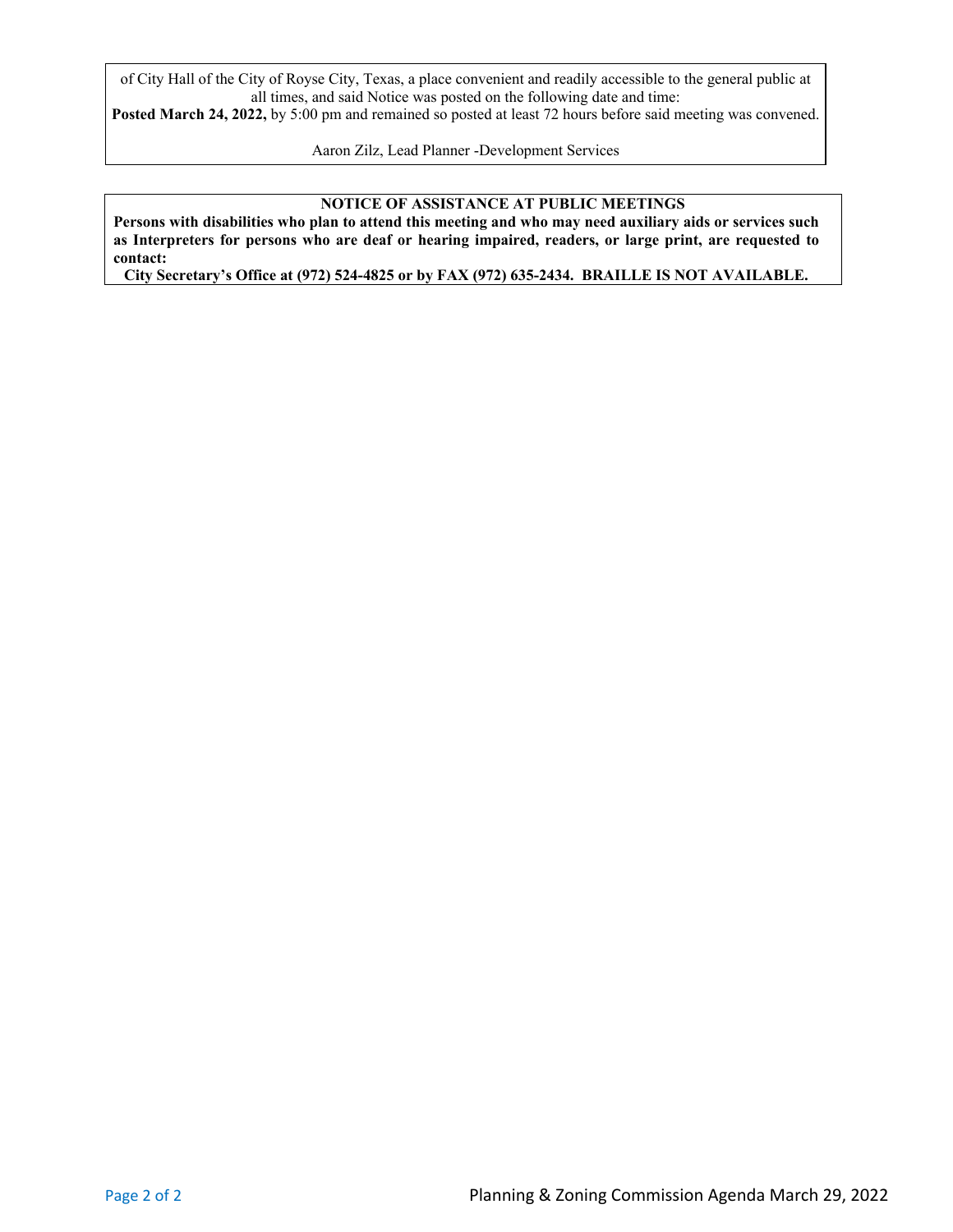of City Hall of the City of Royse City, Texas, a place convenient and readily accessible to the general public at all times, and said Notice was posted on the following date and time:
**Posted March 24, 2022,** by 5:00 pm and remained so posted at least 72 hours before said meeting was convened.

Aaron Zilz, Lead Planner -Development Services

**NOTICE OF ASSISTANCE AT PUBLIC MEETINGS**

**Persons with disabilities who plan to attend this meeting and who may need auxiliary aids or services such as Interpreters for persons who are deaf or hearing impaired, readers, or large print, are requested to contact:**

**City Secretary's Office at (972) 524-4825 or by FAX (972) 635-2434. BRAILLE IS NOT AVAILABLE.**